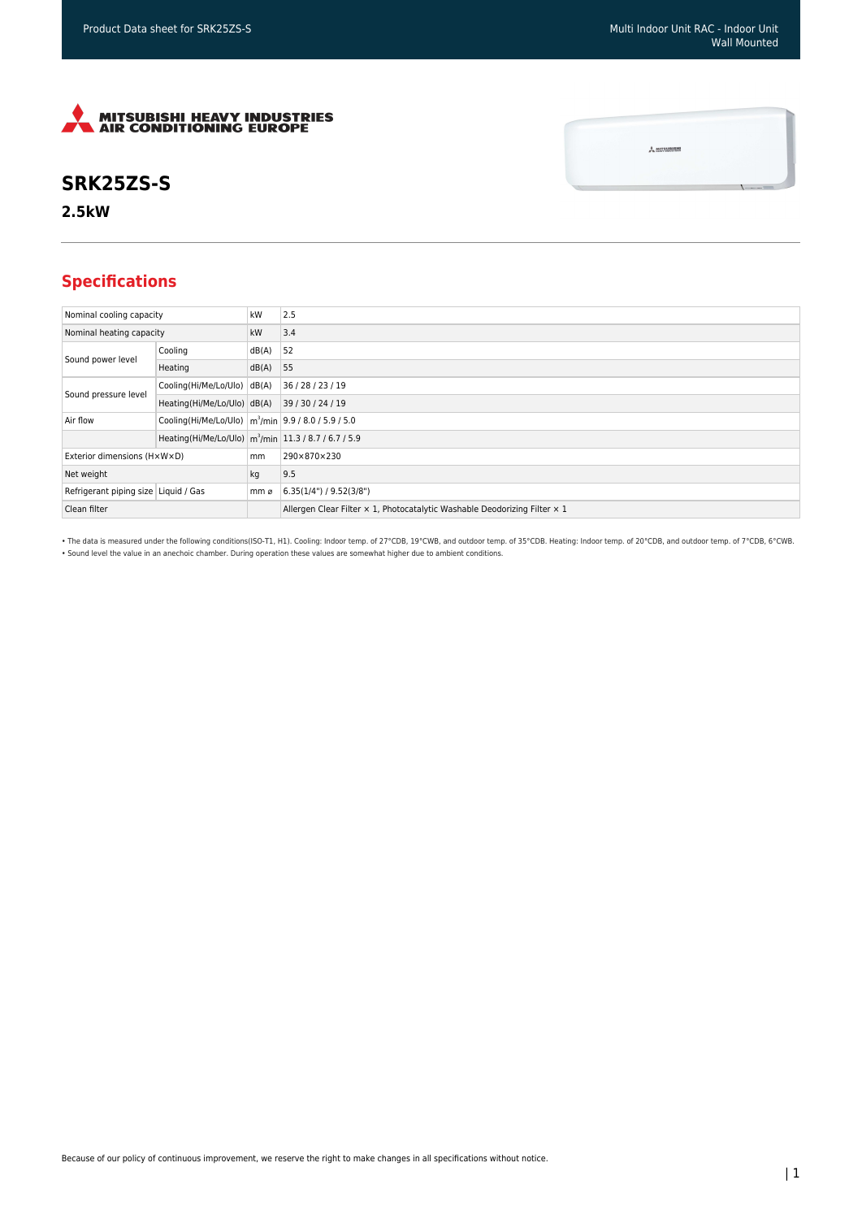# SRK25ZS-S

**2.5kW**

## Specifications

| | | | |
|---|---|---|---|
| Nominal cooling capacity | | kW | 2.5 |
| Nominal heating capacity | | kW | 3.4 |
| Sound power level | Cooling | dB(A) | 52 |
| | Heating | dB(A) | 55 |
| Sound pressure level | Cooling(Hi/Me/Lo/Ulo) | dB(A) | 36 / 28 / 23 / 19 |
| | Heating(Hi/Me/Lo/Ulo) | dB(A) | 39 / 30 / 24 / 19 |
| Air flow | Cooling(Hi/Me/Lo/Ulo) | $m^3$/min | 9.9 / 8.0 / 5.9 / 5.0 |
| | Heating(Hi/Me/Lo/Ulo) | $m^3$/min | 11.3 / 8.7 / 6.7 / 5.9 |
| Exterior dimensions (H×W×D) | | mm | 290×870×230 |
| Net weight | | kg | 9.5 |
| Refrigerant piping size | Liquid / Gas | mm ø | 6.35(1/4") / 9.52(3/8") |
| Clean filter | | | Allergen Clear Filter × 1, Photocatalytic Washable Deodorizing Filter × 1 |

• The data is measured under the following conditions(ISO-T1, H1). Cooling: Indoor temp. of 27°CDB, 19°CWB, and outdoor temp. of 35°CDB. Heating: Indoor temp. of 20°CDB, and outdoor temp. of 7°CDB, 6°CWB.
• Sound level the value in an anechoic chamber. During operation these values are somewhat higher due to ambient conditions.

Because of our policy of continuous improvement, we reserve the right to make changes in all specifications without notice.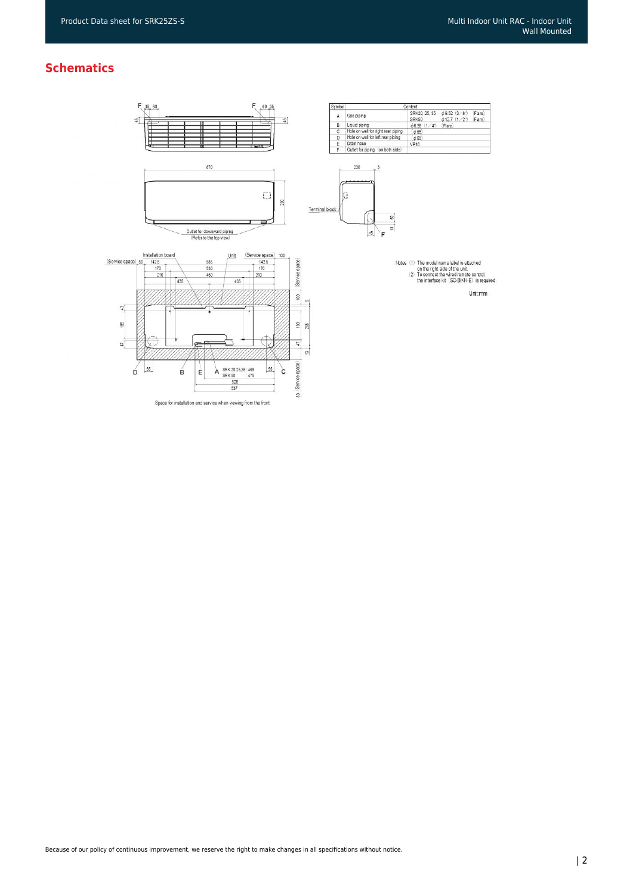## Schematics

| Symbol | Content | |
|---|---|---|
| A | Gas piping | SRK20, 25, 35 φ9.52 (3/8") (Flare)<br>SRK50 φ12.7 (1/2") (Flare) |
| B | Liquid piping | φ6.35 (1/4") (Flare) |
| C | Hole on wall for right rear piping | (φ65) |
| D | Hole on wall for left rear piping | (φ65) |
| E | Drain hose | VP16 |
| F | Outlet for piping (on both side) | |

F 35 60

F 60 35

45

45

870

290

Outlet for downward piping
(Refer to the top view)

230

5

Terminal block

60

13

45

F

Installation board

Unit

(Service space) 100

(Service space) 60

142.5

585

142.5

170

530

170

210

450

210

435

435

43

185

47

55

55

100

190

268

47

13

9

D

B

E

A

SRK 20,25,35 : 469
SRK 50 : 475

C

526

537

(Service space)

80 (Service space)

Space for installation and service when viewing from the front

Notes (1) The model name label is attached on the right side of the unit.
(2) To connect the wired remote control, the interface kit (SC-BIKN-E) is required.

Unit:mm

Because of our policy of continuous improvement, we reserve the right to make changes in all specifications without notice.